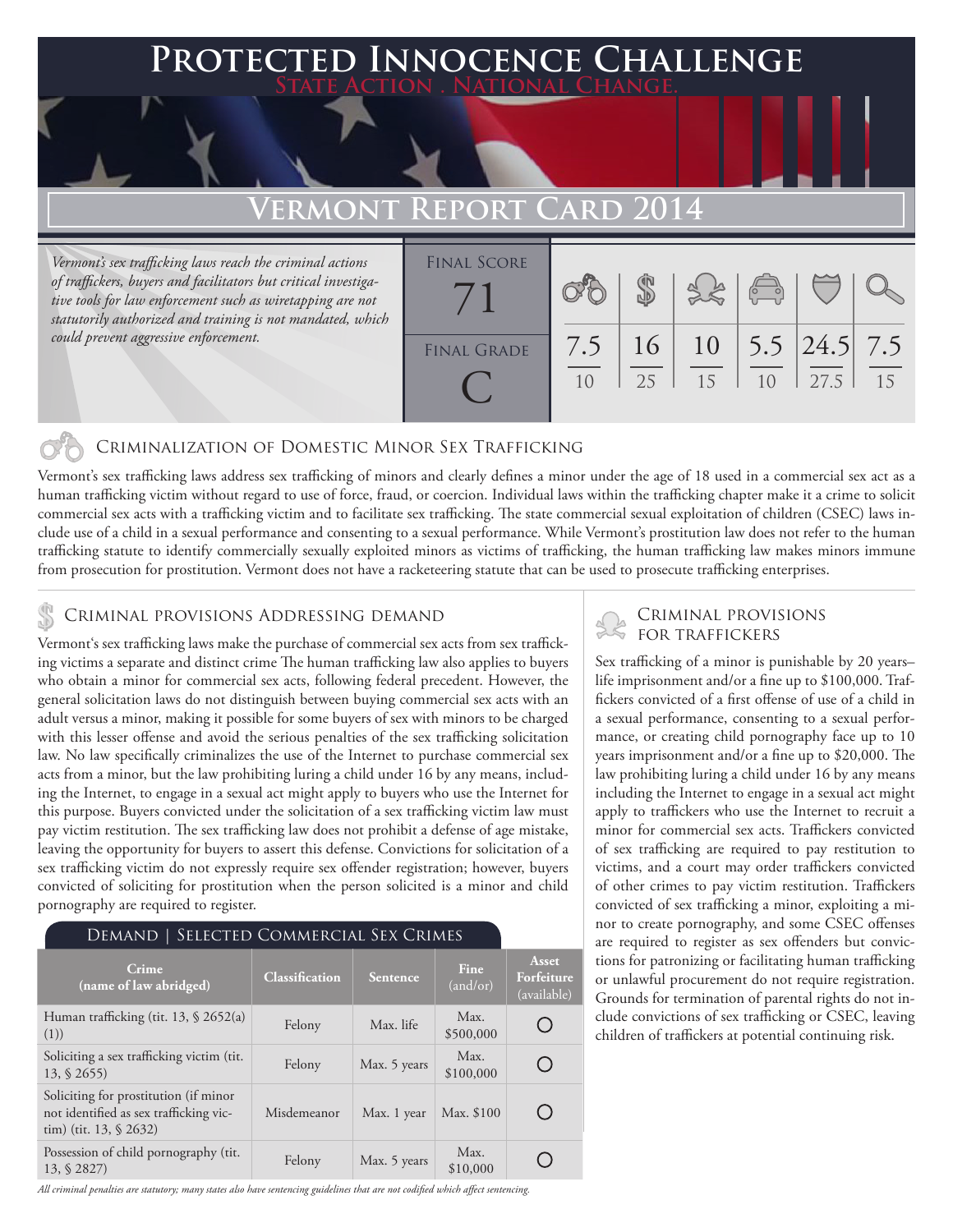# Protected Innocence Challenge

State Action . National Change.

## Vermont Report Card 2014

*Vermont's sex trafficking laws reach the criminal actions of traffickers, buyers and facilitators but critical investigative tools for law enforcement such as wiretapping are not statutorily authorized and training is not mandated, which could prevent aggressive enforcement.*

| Final Score | Final Grade |
|---|---|
| 71 | C |

| Criminalization | Demand | Traffickers | Facilitators | Protective Provisions | Investigative Tools |
|---|---|---|---|---|---|
| 7.5/10 | 16/25 | 10/15 | 5.5/10 | 24.5/27.5 | 7.5/15 |

### Criminalization of Domestic Minor Sex Trafficking

Vermont's sex trafficking laws address sex trafficking of minors and clearly defines a minor under the age of 18 used in a commercial sex act as a human trafficking victim without regard to use of force, fraud, or coercion. Individual laws within the trafficking chapter make it a crime to solicit commercial sex acts with a trafficking victim and to facilitate sex trafficking. The state commercial sexual exploitation of children (CSEC) laws include use of a child in a sexual performance and consenting to a sexual performance. While Vermont's prostitution law does not refer to the human trafficking statute to identify commercially sexually exploited minors as victims of trafficking, the human trafficking law makes minors immune from prosecution for prostitution. Vermont does not have a racketeering statute that can be used to prosecute trafficking enterprises.

### Criminal provisions Addressing demand

Vermont's sex trafficking laws make the purchase of commercial sex acts from sex trafficking victims a separate and distinct crime The human trafficking law also applies to buyers who obtain a minor for commercial sex acts, following federal precedent. However, the general solicitation laws do not distinguish between buying commercial sex acts with an adult versus a minor, making it possible for some buyers of sex with minors to be charged with this lesser offense and avoid the serious penalties of the sex trafficking solicitation law. No law specifically criminalizes the use of the Internet to purchase commercial sex acts from a minor, but the law prohibiting luring a child under 16 by any means, including the Internet, to engage in a sexual act might apply to buyers who use the Internet for this purpose. Buyers convicted under the solicitation of a sex trafficking victim law must pay victim restitution. The sex trafficking law does not prohibit a defense of age mistake, leaving the opportunity for buyers to assert this defense. Convictions for solicitation of a sex trafficking victim do not expressly require sex offender registration; however, buyers convicted of soliciting for prostitution when the person solicited is a minor and child pornography are required to register.

#### Demand | Selected Commercial Sex Crimes

| Crime (name of law abridged) | Classification | Sentence | Fine (and/or) | Asset Forfeiture (available) |
|---|---|---|---|---|
| Human trafficking (tit. 13, § 2652(a)(1)) | Felony | Max. life | Max. $500,000 | ○ |
| Soliciting a sex trafficking victim (tit. 13, § 2655) | Felony | Max. 5 years | Max. $100,000 | ○ |
| Soliciting for prostitution (if minor not identified as sex trafficking victim) (tit. 13, § 2632) | Misdemeanor | Max. 1 year | Max. $100 | ○ |
| Possession of child pornography (tit. 13, § 2827) | Felony | Max. 5 years | Max. $10,000 | ○ |

*All criminal penalties are statutory; many states also have sentencing guidelines that are not codified which affect sentencing.*

### Criminal provisions for traffickers

Sex trafficking of a minor is punishable by 20 years–life imprisonment and/or a fine up to $100,000. Traffickers convicted of a first offense of use of a child in a sexual performance, consenting to a sexual performance, or creating child pornography face up to 10 years imprisonment and/or a fine up to $20,000. The law prohibiting luring a child under 16 by any means including the Internet to engage in a sexual act might apply to traffickers who use the Internet to recruit a minor for commercial sex acts. Traffickers convicted of sex trafficking are required to pay restitution to victims, and a court may order traffickers convicted of other crimes to pay victim restitution. Traffickers convicted of sex trafficking a minor, exploiting a minor to create pornography, and some CSEC offenses are required to register as sex offenders but convictions for patronizing or facilitating human trafficking or unlawful procurement do not require registration. Grounds for termination of parental rights do not include convictions of sex trafficking or CSEC, leaving children of traffickers at potential continuing risk.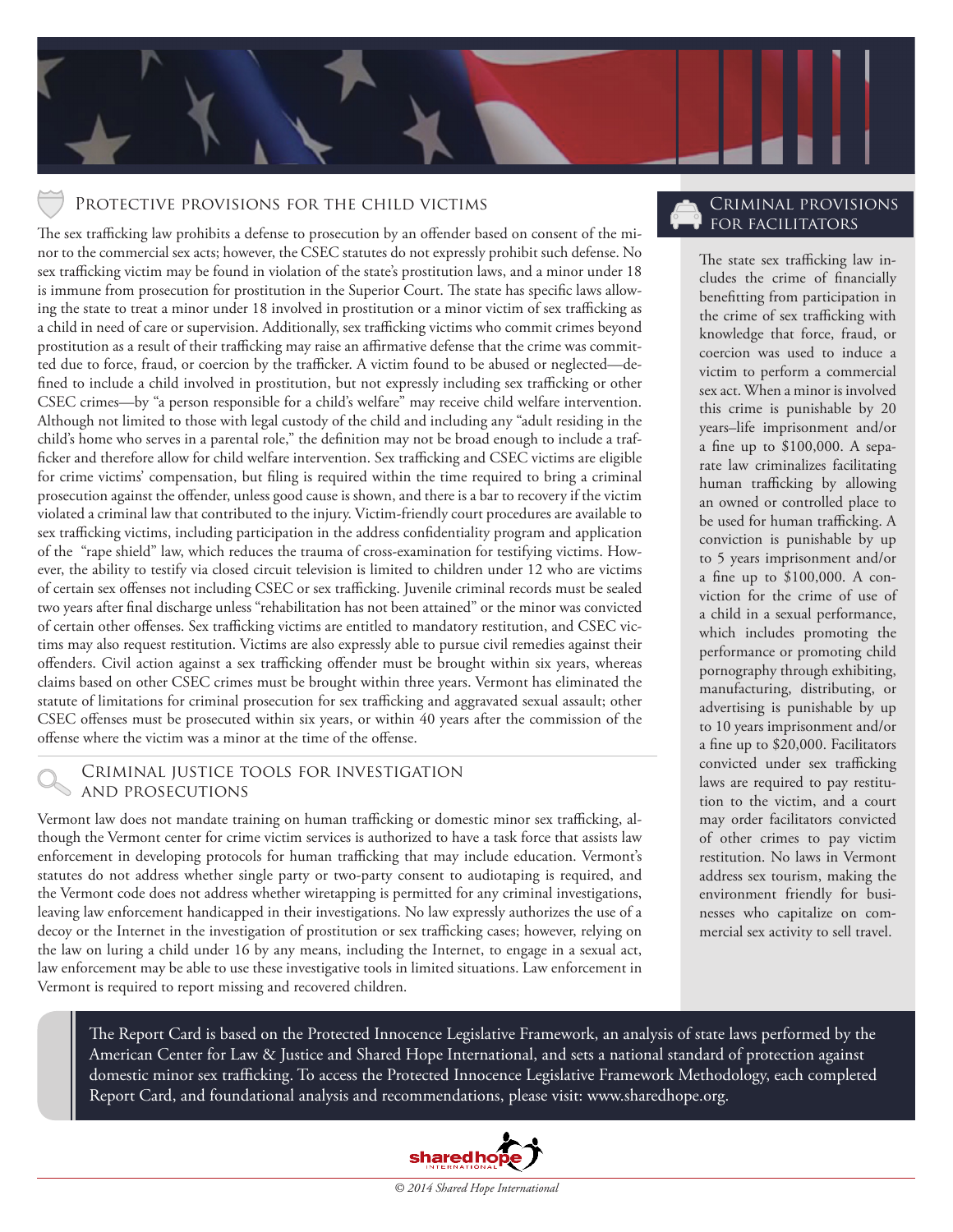## Protective provisions for the child victims

The sex trafficking law prohibits a defense to prosecution by an offender based on consent of the minor to the commercial sex acts; however, the CSEC statutes do not expressly prohibit such defense. No sex trafficking victim may be found in violation of the state's prostitution laws, and a minor under 18 is immune from prosecution for prostitution in the Superior Court. The state has specific laws allowing the state to treat a minor under 18 involved in prostitution or a minor victim of sex trafficking as a child in need of care or supervision. Additionally, sex trafficking victims who commit crimes beyond prostitution as a result of their trafficking may raise an affirmative defense that the crime was committed due to force, fraud, or coercion by the trafficker. A victim found to be abused or neglected—defined to include a child involved in prostitution, but not expressly including sex trafficking or other CSEC crimes—by "a person responsible for a child's welfare" may receive child welfare intervention. Although not limited to those with legal custody of the child and including any "adult residing in the child's home who serves in a parental role," the definition may not be broad enough to include a trafficker and therefore allow for child welfare intervention. Sex trafficking and CSEC victims are eligible for crime victims' compensation, but filing is required within the time required to bring a criminal prosecution against the offender, unless good cause is shown, and there is a bar to recovery if the victim violated a criminal law that contributed to the injury. Victim-friendly court procedures are available to sex trafficking victims, including participation in the address confidentiality program and application of the "rape shield" law, which reduces the trauma of cross-examination for testifying victims. However, the ability to testify via closed circuit television is limited to children under 12 who are victims of certain sex offenses not including CSEC or sex trafficking. Juvenile criminal records must be sealed two years after final discharge unless "rehabilitation has not been attained" or the minor was convicted of certain other offenses. Sex trafficking victims are entitled to mandatory restitution, and CSEC victims may also request restitution. Victims are also expressly able to pursue civil remedies against their offenders. Civil action against a sex trafficking offender must be brought within six years, whereas claims based on other CSEC crimes must be brought within three years. Vermont has eliminated the statute of limitations for criminal prosecution for sex trafficking and aggravated sexual assault; other CSEC offenses must be prosecuted within six years, or within 40 years after the commission of the offense where the victim was a minor at the time of the offense.

## Criminal justice tools for investigation and prosecutions

Vermont law does not mandate training on human trafficking or domestic minor sex trafficking, although the Vermont center for crime victim services is authorized to have a task force that assists law enforcement in developing protocols for human trafficking that may include education. Vermont's statutes do not address whether single party or two-party consent to audiotaping is required, and the Vermont code does not address whether wiretapping is permitted for any criminal investigations, leaving law enforcement handicapped in their investigations. No law expressly authorizes the use of a decoy or the Internet in the investigation of prostitution or sex trafficking cases; however, relying on the law on luring a child under 16 by any means, including the Internet, to engage in a sexual act, law enforcement may be able to use these investigative tools in limited situations. Law enforcement in Vermont is required to report missing and recovered children.

## Criminal provisions for facilitators

The state sex trafficking law includes the crime of financially benefitting from participation in the crime of sex trafficking with knowledge that force, fraud, or coercion was used to induce a victim to perform a commercial sex act. When a minor is involved this crime is punishable by 20 years–life imprisonment and/or a fine up to $100,000. A separate law criminalizes facilitating human trafficking by allowing an owned or controlled place to be used for human trafficking. A conviction is punishable by up to 5 years imprisonment and/or a fine up to $100,000. A conviction for the crime of use of a child in a sexual performance, which includes promoting the performance or promoting child pornography through exhibiting, manufacturing, distributing, or advertising is punishable by up to 10 years imprisonment and/or a fine up to $20,000. Facilitators convicted under sex trafficking laws are required to pay restitution to the victim, and a court may order facilitators convicted of other crimes to pay victim restitution. No laws in Vermont address sex tourism, making the environment friendly for businesses who capitalize on commercial sex activity to sell travel.

The Report Card is based on the Protected Innocence Legislative Framework, an analysis of state laws performed by the American Center for Law & Justice and Shared Hope International, and sets a national standard of protection against domestic minor sex trafficking. To access the Protected Innocence Legislative Framework Methodology, each completed Report Card, and foundational analysis and recommendations, please visit: www.sharedhope.org.

shared hope INTERNATIONAL

*© 2014 Shared Hope International*